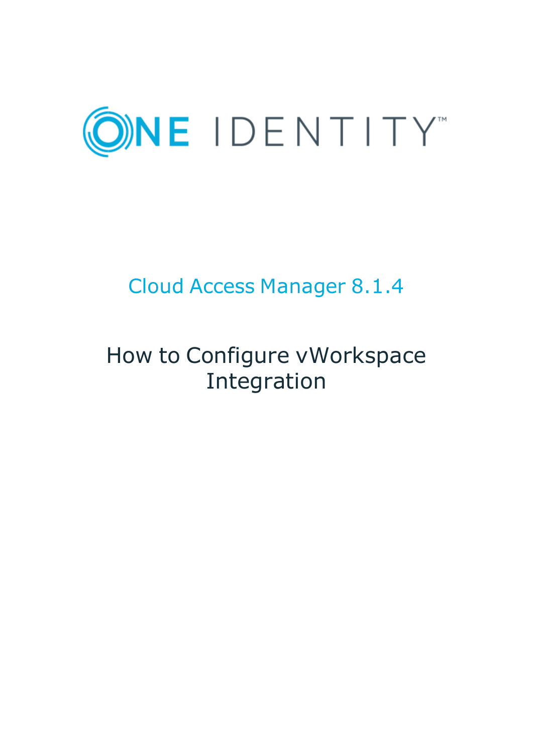# ONE IDENTITY™

## Cloud Access Manager 8.1.4

# How to Configure vWorkspace Integration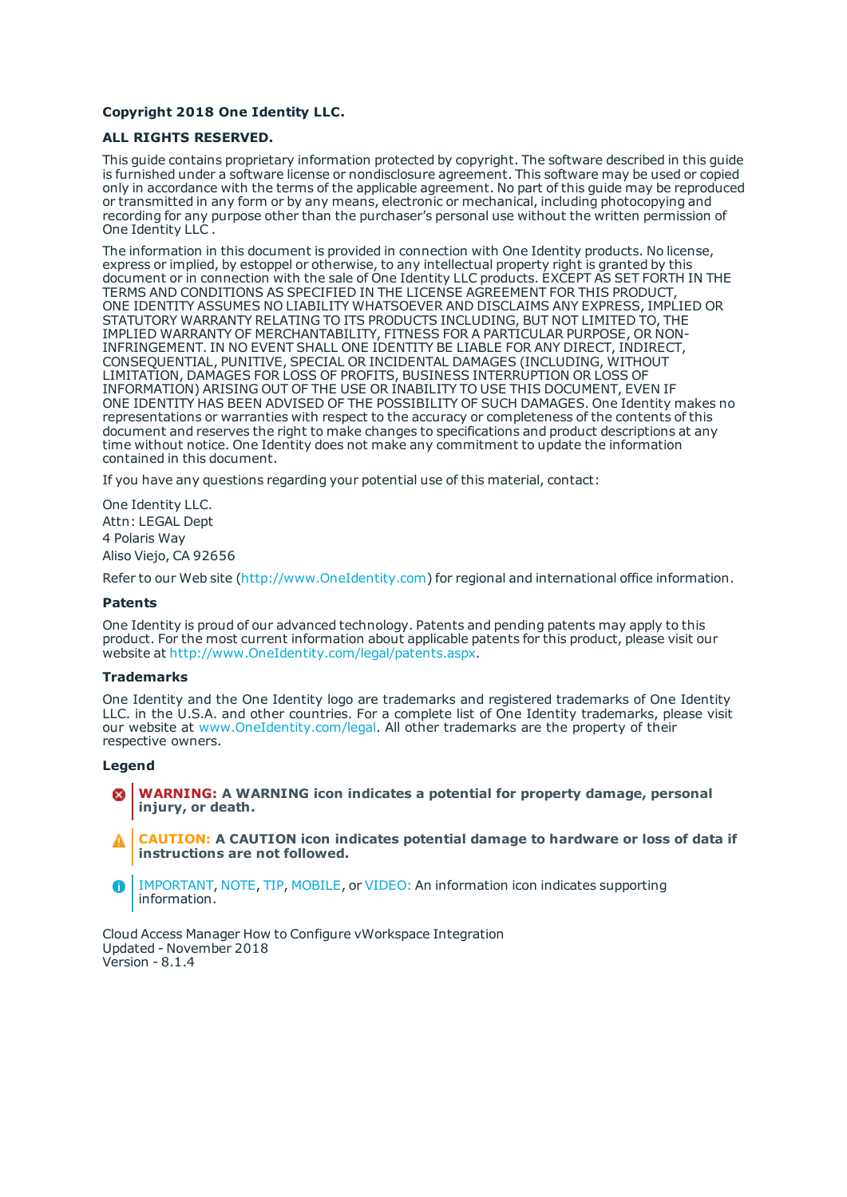**Copyright 2018 One Identity LLC.**

**ALL RIGHTS RESERVED.**

This guide contains proprietary information protected by copyright. The software described in this guide is furnished under a software license or nondisclosure agreement. This software may be used or copied only in accordance with the terms of the applicable agreement. No part of this guide may be reproduced or transmitted in any form or by any means, electronic or mechanical, including photocopying and recording for any purpose other than the purchaser's personal use without the written permission of One Identity LLC .

The information in this document is provided in connection with One Identity products. No license, express or implied, by estoppel or otherwise, to any intellectual property right is granted by this document or in connection with the sale of One Identity LLC products. EXCEPT AS SET FORTH IN THE TERMS AND CONDITIONS AS SPECIFIED IN THE LICENSE AGREEMENT FOR THIS PRODUCT, ONE IDENTITY ASSUMES NO LIABILITY WHATSOEVER AND DISCLAIMS ANY EXPRESS, IMPLIED OR STATUTORY WARRANTY RELATING TO ITS PRODUCTS INCLUDING, BUT NOT LIMITED TO, THE IMPLIED WARRANTY OF MERCHANTABILITY, FITNESS FOR A PARTICULAR PURPOSE, OR NON-INFRINGEMENT. IN NO EVENT SHALL ONE IDENTITY BE LIABLE FOR ANY DIRECT, INDIRECT, CONSEQUENTIAL, PUNITIVE, SPECIAL OR INCIDENTAL DAMAGES (INCLUDING, WITHOUT LIMITATION, DAMAGES FOR LOSS OF PROFITS, BUSINESS INTERRUPTION OR LOSS OF INFORMATION) ARISING OUT OF THE USE OR INABILITY TO USE THIS DOCUMENT, EVEN IF ONE IDENTITY HAS BEEN ADVISED OF THE POSSIBILITY OF SUCH DAMAGES. One Identity makes no representations or warranties with respect to the accuracy or completeness of the contents of this document and reserves the right to make changes to specifications and product descriptions at any time without notice. One Identity does not make any commitment to update the information contained in this document.

If you have any questions regarding your potential use of this material, contact:

One Identity LLC.
Attn: LEGAL Dept
4 Polaris Way
Aliso Viejo, CA 92656

Refer to our Web site (http://www.OneIdentity.com) for regional and international office information.

**Patents**

One Identity is proud of our advanced technology. Patents and pending patents may apply to this product. For the most current information about applicable patents for this product, please visit our website at http://www.OneIdentity.com/legal/patents.aspx.

**Trademarks**

One Identity and the One Identity logo are trademarks and registered trademarks of One Identity LLC. in the U.S.A. and other countries. For a complete list of One Identity trademarks, please visit our website at www.OneIdentity.com/legal. All other trademarks are the property of their respective owners.

**Legend**

**WARNING: A WARNING icon indicates a potential for property damage, personal injury, or death.**

**CAUTION: A CAUTION icon indicates potential damage to hardware or loss of data if instructions are not followed.**

IMPORTANT, NOTE, TIP, MOBILE, or VIDEO: An information icon indicates supporting information.

Cloud Access Manager How to Configure vWorkspace Integration
Updated - November 2018
Version - 8.1.4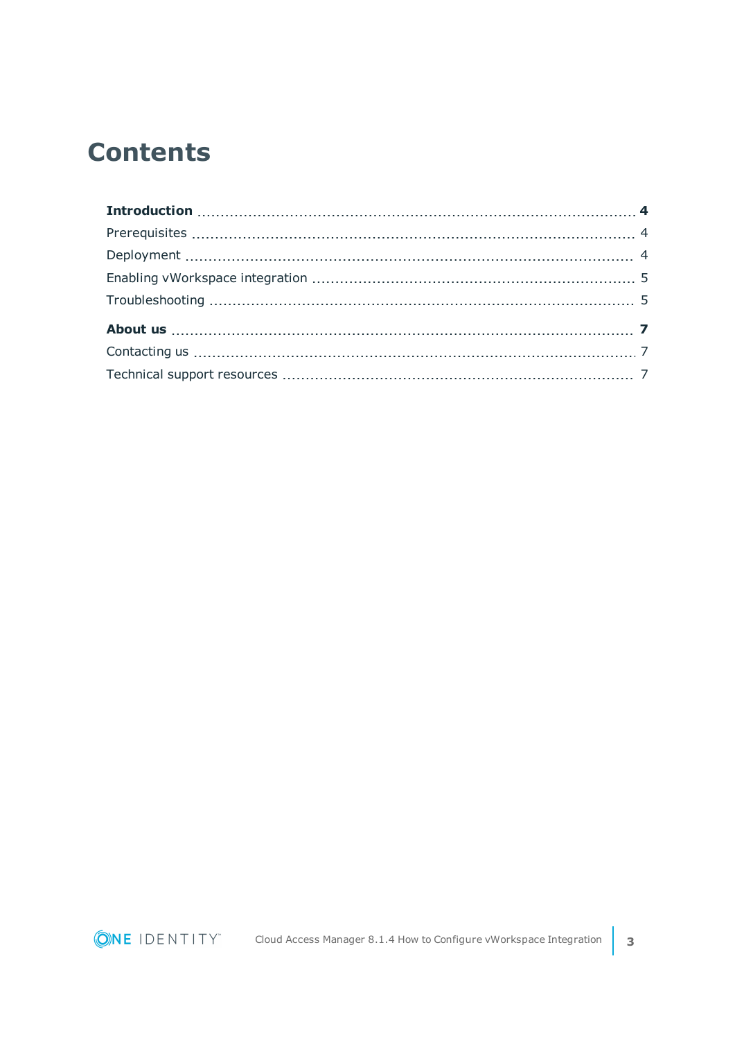# Contents

**Introduction** .......... **4**

Prerequisites .......... 4

Deployment .......... 4

Enabling vWorkspace integration .......... 5

Troubleshooting .......... 5

**About us** .......... **7**

Contacting us .......... 7

Technical support resources .......... 7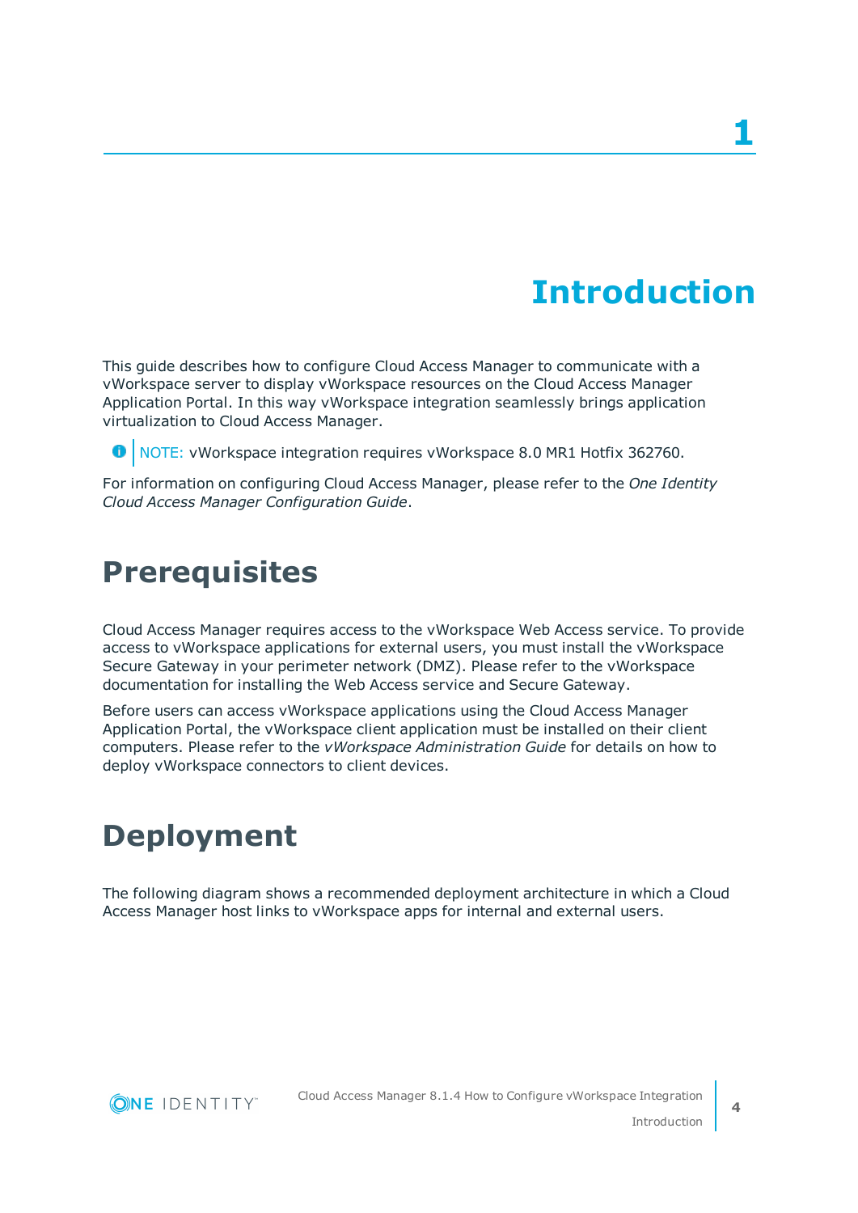# 1 Introduction

This guide describes how to configure Cloud Access Manager to communicate with a vWorkspace server to display vWorkspace resources on the Cloud Access Manager Application Portal. In this way vWorkspace integration seamlessly brings application virtualization to Cloud Access Manager.

NOTE: vWorkspace integration requires vWorkspace 8.0 MR1 Hotfix 362760.

For information on configuring Cloud Access Manager, please refer to the *One Identity Cloud Access Manager Configuration Guide*.

## Prerequisites

Cloud Access Manager requires access to the vWorkspace Web Access service. To provide access to vWorkspace applications for external users, you must install the vWorkspace Secure Gateway in your perimeter network (DMZ). Please refer to the vWorkspace documentation for installing the Web Access service and Secure Gateway.

Before users can access vWorkspace applications using the Cloud Access Manager Application Portal, the vWorkspace client application must be installed on their client computers. Please refer to the *vWorkspace Administration Guide* for details on how to deploy vWorkspace connectors to client devices.

## Deployment

The following diagram shows a recommended deployment architecture in which a Cloud Access Manager host links to vWorkspace apps for internal and external users.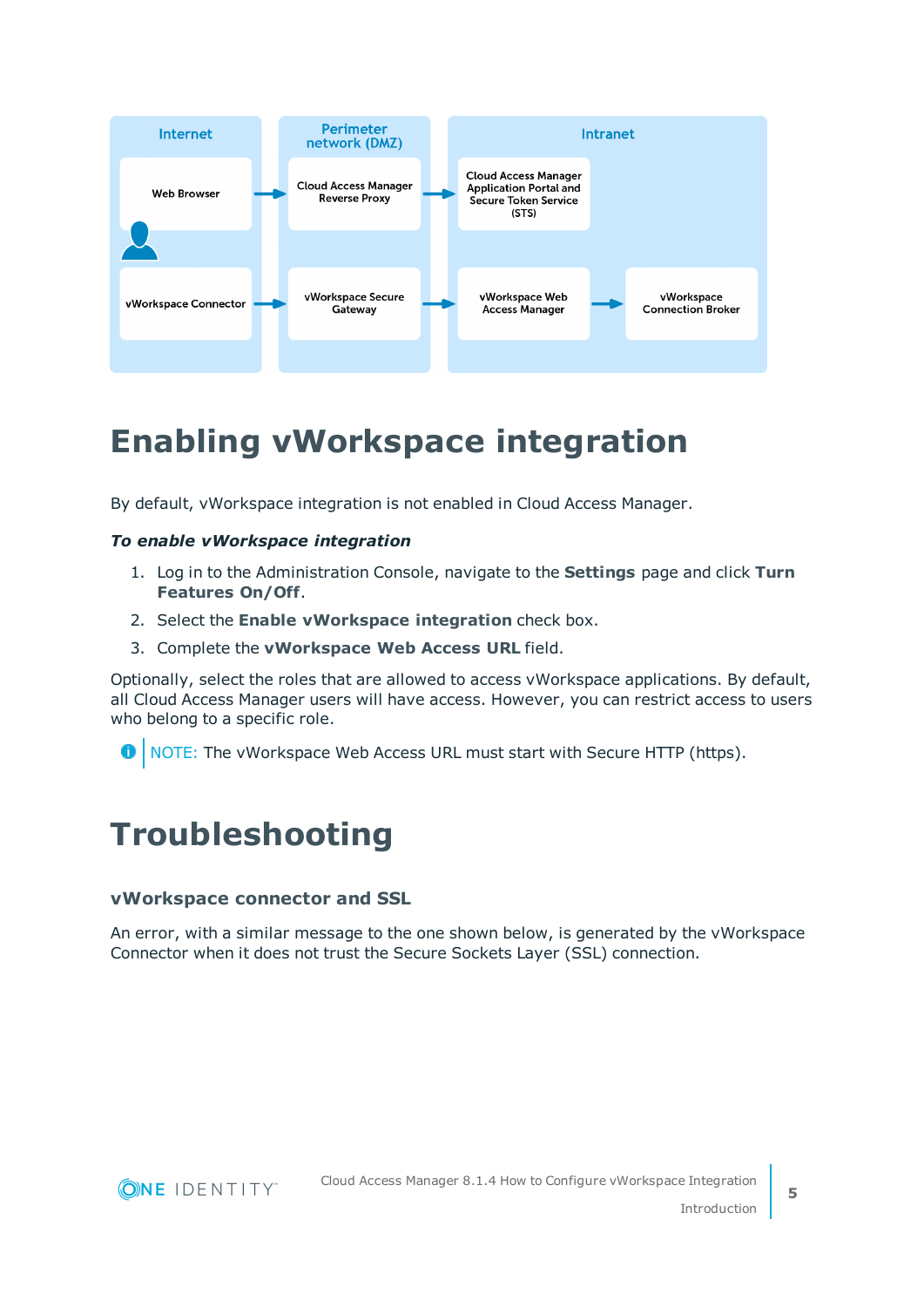Internet | Perimeter network (DMZ) | Intranet

Web Browser → Cloud Access Manager Reverse Proxy → Cloud Access Manager Application Portal and Secure Token Service (STS)

vWorkspace Connector → vWorkspace Secure Gateway → vWorkspace Web Access Manager → vWorkspace Connection Broker

# Enabling vWorkspace integration

By default, vWorkspace integration is not enabled in Cloud Access Manager.

***To enable vWorkspace integration***

1. Log in to the Administration Console, navigate to the **Settings** page and click **Turn Features On/Off**.
2. Select the **Enable vWorkspace integration** check box.
3. Complete the **vWorkspace Web Access URL** field.

Optionally, select the roles that are allowed to access vWorkspace applications. By default, all Cloud Access Manager users will have access. However, you can restrict access to users who belong to a specific role.

NOTE: The vWorkspace Web Access URL must start with Secure HTTP (https).

# Troubleshooting

### vWorkspace connector and SSL

An error, with a similar message to the one shown below, is generated by the vWorkspace Connector when it does not trust the Secure Sockets Layer (SSL) connection.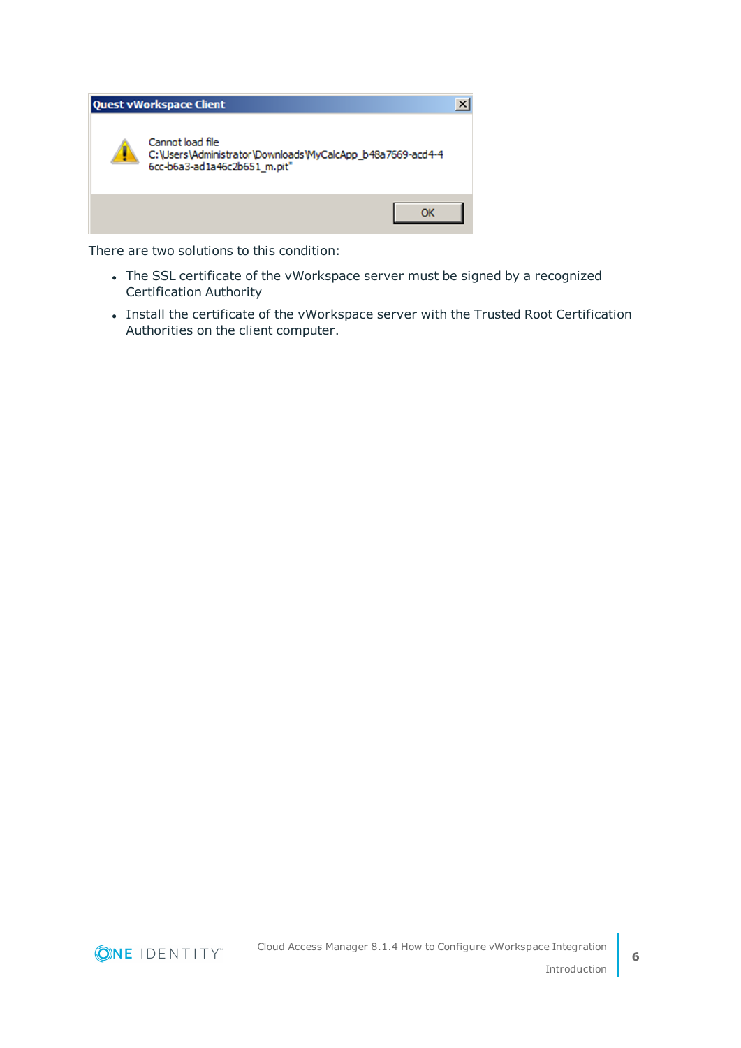There are two solutions to this condition:

- The SSL certificate of the vWorkspace server must be signed by a recognized Certification Authority
- Install the certificate of the vWorkspace server with the Trusted Root Certification Authorities on the client computer.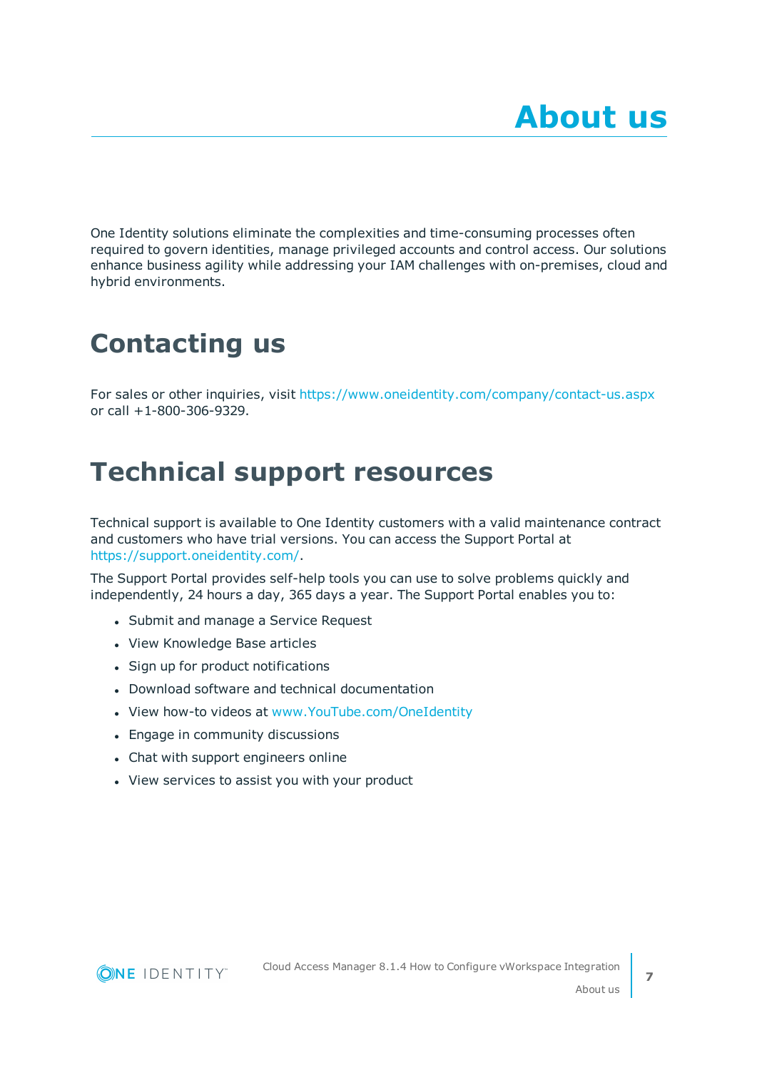# About us

One Identity solutions eliminate the complexities and time-consuming processes often required to govern identities, manage privileged accounts and control access. Our solutions enhance business agility while addressing your IAM challenges with on-premises, cloud and hybrid environments.

## Contacting us

For sales or other inquiries, visit https://www.oneidentity.com/company/contact-us.aspx or call +1-800-306-9329.

## Technical support resources

Technical support is available to One Identity customers with a valid maintenance contract and customers who have trial versions. You can access the Support Portal at https://support.oneidentity.com/.

The Support Portal provides self-help tools you can use to solve problems quickly and independently, 24 hours a day, 365 days a year. The Support Portal enables you to:

- Submit and manage a Service Request
- View Knowledge Base articles
- Sign up for product notifications
- Download software and technical documentation
- View how-to videos at www.YouTube.com/OneIdentity
- Engage in community discussions
- Chat with support engineers online
- View services to assist you with your product